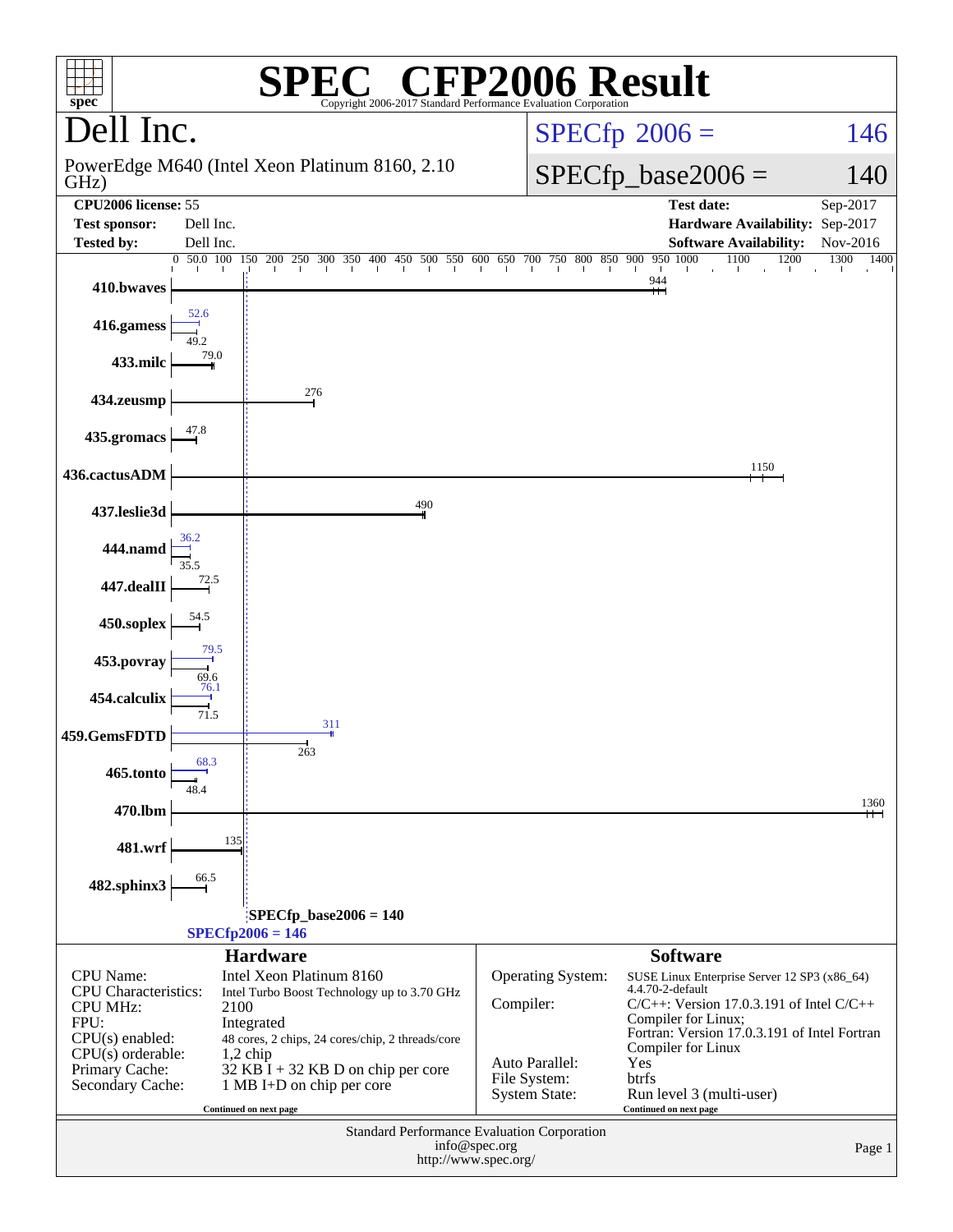# SPEC CFP2006 Result

Copyright 2006-2017 Standard Performance Evaluation Corporation

## Dell Inc.

PowerEdge M640 (Intel Xeon Platinum 8160, 2.10 GHz)

SPECfp 2006 = 146

SPECfp_base2006 = 140

| | | | |
|---|---|---|---|
| **CPU2006 license:** 55 | | **Test date:** | Sep-2017 |
| **Test sponsor:** | Dell Inc. | **Hardware Availability:** | Sep-2017 |
| **Tested by:** | Dell Inc. | **Software Availability:** | Nov-2016 |

| Benchmark | Peak | Base |
|---|---|---|
| 410.bwaves | | 944 |
| 416.gamess | 52.6 | 49.2 |
| 433.milc | | 79.0 |
| 434.zeusmp | | 276 |
| 435.gromacs | | 47.8 |
| 436.cactusADM | | 1150 |
| 437.leslie3d | | 490 |
| 444.namd | 36.2 | 35.5 |
| 447.dealII | | 72.5 |
| 450.soplex | | 54.5 |
| 453.povray | 79.5 | 69.6 |
| 454.calculix | 76.1 | 71.5 |
| 459.GemsFDTD | 311 | 263 |
| 465.tonto | 68.3 | 48.4 |
| 470.lbm | | 1360 |
| 481.wrf | | 135 |
| 482.sphinx3 | | 66.5 |

SPECfp_base2006 = 140

SPECfp2006 = 146

## Hardware

| | |
|---|---|
| CPU Name: | Intel Xeon Platinum 8160 |
| CPU Characteristics: | Intel Turbo Boost Technology up to 3.70 GHz |
| CPU MHz: | 2100 |
| FPU: | Integrated |
| CPU(s) enabled: | 48 cores, 2 chips, 24 cores/chip, 2 threads/core |
| CPU(s) orderable: | 1,2 chip |
| Primary Cache: | 32 KB I + 32 KB D on chip per core |
| Secondary Cache: | 1 MB I+D on chip per core |

Continued on next page

## Software

| | |
|---|---|
| Operating System: | SUSE Linux Enterprise Server 12 SP3 (x86_64) 4.4.70-2-default |
| Compiler: | C/C++: Version 17.0.3.191 of Intel C/C++ Compiler for Linux; Fortran: Version 17.0.3.191 of Intel Fortran Compiler for Linux |
| Auto Parallel: | Yes |
| File System: | btrfs |
| System State: | Run level 3 (multi-user) |

Continued on next page

Standard Performance Evaluation Corporation
info@spec.org
http://www.spec.org/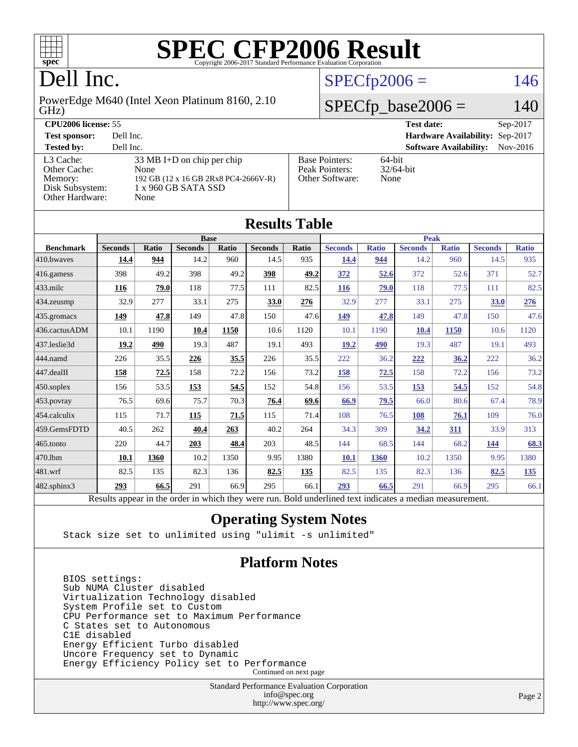# SPEC CFP2006 Result

Copyright 2006-2017 Standard Performance Evaluation Corporation

# Dell Inc.

PowerEdge M640 (Intel Xeon Platinum 8160, 2.10 GHz)

SPECfp2006 = 146

SPECfp_base2006 = 140

| | | | |
|---|---|---|---|
| **CPU2006 license:** 55 | | **Test date:** | Sep-2017 |
| **Test sponsor:** | Dell Inc. | **Hardware Availability:** | Sep-2017 |
| **Tested by:** | Dell Inc. | **Software Availability:** | Nov-2016 |

| | |
|---|---|
| L3 Cache: | 33 MB I+D on chip per chip |
| Other Cache: | None |
| Memory: | 192 GB (12 x 16 GB 2Rx8 PC4-2666V-R) |
| Disk Subsystem: | 1 x 960 GB SATA SSD |
| Other Hardware: | None |

| | |
|---|---|
| Base Pointers: | 64-bit |
| Peak Pointers: | 32/64-bit |
| Other Software: | None |

## Results Table

| | Base | | | | | | Peak | | | | | |
|---|---|---|---|---|---|---|---|---|---|---|---|---|
| **Benchmark** | **Seconds** | **Ratio** | **Seconds** | **Ratio** | **Seconds** | **Ratio** | **Seconds** | **Ratio** | **Seconds** | **Ratio** | **Seconds** | **Ratio** |
| 410.bwaves | **14.4** | **944** | 14.2 | 960 | 14.5 | 935 | **14.4** | **944** | 14.2 | 960 | 14.5 | 935 |
| 416.gamess | 398 | 49.2 | 398 | 49.2 | **398** | **49.2** | **372** | **52.6** | 372 | 52.6 | 371 | 52.7 |
| 433.milc | **116** | **79.0** | 118 | 77.5 | 111 | 82.5 | **116** | **79.0** | 118 | 77.5 | 111 | 82.5 |
| 434.zeusmp | 32.9 | 277 | 33.1 | 275 | **33.0** | **276** | 32.9 | 277 | 33.1 | 275 | **33.0** | **276** |
| 435.gromacs | **149** | **47.8** | 149 | 47.8 | 150 | 47.6 | **149** | **47.8** | 149 | 47.8 | 150 | 47.6 |
| 436.cactusADM | 10.1 | 1190 | **10.4** | **1150** | 10.6 | 1120 | 10.1 | 1190 | **10.4** | **1150** | 10.6 | 1120 |
| 437.leslie3d | **19.2** | **490** | 19.3 | 487 | 19.1 | 493 | **19.2** | **490** | 19.3 | 487 | 19.1 | 493 |
| 444.namd | 226 | 35.5 | **226** | **35.5** | 226 | 35.5 | 222 | 36.2 | **222** | **36.2** | 222 | 36.2 |
| 447.dealII | **158** | **72.5** | 158 | 72.2 | 156 | 73.2 | **158** | **72.5** | 158 | 72.2 | 156 | 73.2 |
| 450.soplex | 156 | 53.5 | **153** | **54.5** | 152 | 54.8 | 156 | 53.5 | **153** | **54.5** | 152 | 54.8 |
| 453.povray | 76.5 | 69.6 | 75.7 | 70.3 | **76.4** | **69.6** | **66.9** | **79.5** | 66.0 | 80.6 | 67.4 | 78.9 |
| 454.calculix | 115 | 71.7 | **115** | **71.5** | 115 | 71.4 | 108 | 76.5 | **108** | **76.1** | 109 | 76.0 |
| 459.GemsFDTD | 40.5 | 262 | **40.4** | **263** | 40.2 | 264 | 34.3 | 309 | **34.2** | **311** | 33.9 | 313 |
| 465.tonto | 220 | 44.7 | **203** | **48.4** | 203 | 48.5 | 144 | 68.5 | 144 | 68.2 | **144** | **68.3** |
| 470.lbm | **10.1** | **1360** | 10.2 | 1350 | 9.95 | 1380 | **10.1** | **1360** | 10.2 | 1350 | 9.95 | 1380 |
| 481.wrf | 82.5 | 135 | 82.3 | 136 | **82.5** | **135** | 82.5 | 135 | 82.3 | 136 | **82.5** | **135** |
| 482.sphinx3 | **293** | **66.5** | 291 | 66.9 | 295 | 66.1 | **293** | **66.5** | 291 | 66.9 | 295 | 66.1 |

Results appear in the order in which they were run. Bold underlined text indicates a median measurement.

## Operating System Notes

```
Stack size set to unlimited using "ulimit -s unlimited"
```

## Platform Notes

```
BIOS settings:
Sub NUMA Cluster disabled
Virtualization Technology disabled
System Profile set to Custom
CPU Performance set to Maximum Performance
C States set to Autonomous
C1E disabled
Energy Efficient Turbo disabled
Uncore Frequency set to Dynamic
Energy Efficiency Policy set to Performance
```

Continued on next page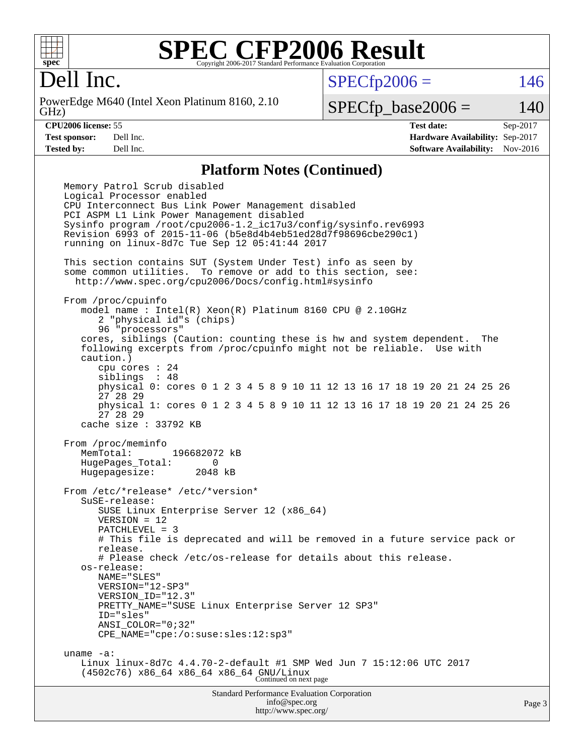# SPEC CFP2006 Result

Copyright 2006-2017 Standard Performance Evaluation Corporation

## Dell Inc.

PowerEdge M640 (Intel Xeon Platinum 8160, 2.10 GHz)

SPECfp2006 = 146

SPECfp_base2006 = 140

| | | | |
|---|---|---|---|
| **CPU2006 license:** | 55 | **Test date:** | Sep-2017 |
| **Test sponsor:** | Dell Inc. | **Hardware Availability:** | Sep-2017 |
| **Tested by:** | Dell Inc. | **Software Availability:** | Nov-2016 |

### Platform Notes (Continued)

```
Memory Patrol Scrub disabled
Logical Processor enabled
CPU Interconnect Bus Link Power Management disabled
PCI ASPM L1 Link Power Management disabled
Sysinfo program /root/cpu2006-1.2_ic17u3/config/sysinfo.rev6993
Revision 6993 of 2015-11-06 (b5e8d4b4eb51ed28d7f98696cbe290c1)
running on linux-8d7c Tue Sep 12 05:41:44 2017

This section contains SUT (System Under Test) info as seen by
some common utilities.  To remove or add to this section, see:
  http://www.spec.org/cpu2006/Docs/config.html#sysinfo

From /proc/cpuinfo
   model name : Intel(R) Xeon(R) Platinum 8160 CPU @ 2.10GHz
      2 "physical id"s (chips)
      96 "processors"
   cores, siblings (Caution: counting these is hw and system dependent.  The
   following excerpts from /proc/cpuinfo might not be reliable.  Use with
   caution.)
      cpu cores : 24
      siblings  : 48
      physical 0: cores 0 1 2 3 4 5 8 9 10 11 12 13 16 17 18 19 20 21 24 25 26
      27 28 29
      physical 1: cores 0 1 2 3 4 5 8 9 10 11 12 13 16 17 18 19 20 21 24 25 26
      27 28 29
   cache size : 33792 KB

From /proc/meminfo
   MemTotal:       196682072 kB
   HugePages_Total:       0
   Hugepagesize:       2048 kB

From /etc/*release* /etc/*version*
   SuSE-release:
      SUSE Linux Enterprise Server 12 (x86_64)
      VERSION = 12
      PATCHLEVEL = 3
      # This file is deprecated and will be removed in a future service pack or
      release.
      # Please check /etc/os-release for details about this release.
   os-release:
      NAME="SLES"
      VERSION="12-SP3"
      VERSION_ID="12.3"
      PRETTY_NAME="SUSE Linux Enterprise Server 12 SP3"
      ID="sles"
      ANSI_COLOR="0;32"
      CPE_NAME="cpe:/o:suse:sles:12:sp3"

uname -a:
   Linux linux-8d7c 4.4.70-2-default #1 SMP Wed Jun 7 15:12:06 UTC 2017
   (4502c76) x86_64 x86_64 x86_64 GNU/Linux
```

Continued on next page

Standard Performance Evaluation Corporation
info@spec.org
http://www.spec.org/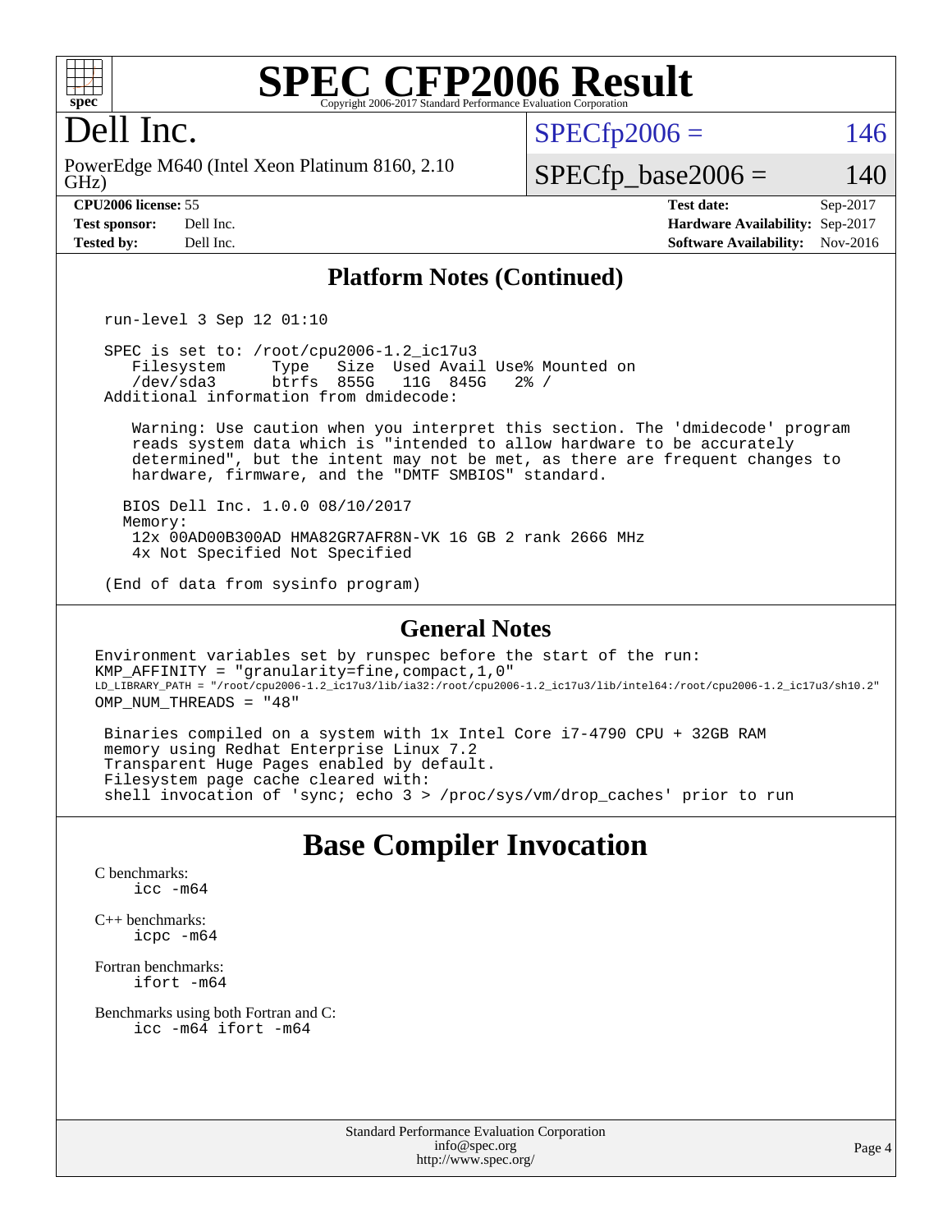# SPEC CFP2006 Result

Copyright 2006-2017 Standard Performance Evaluation Corporation

## Dell Inc.

PowerEdge M640 (Intel Xeon Platinum 8160, 2.10 GHz)

SPECfp2006 = 146

SPECfp_base2006 = 140

| CPU2006 license: 55 | Test date: Sep-2017 |
|---|---|
| Test sponsor: Dell Inc. | Hardware Availability: Sep-2017 |
| Tested by: Dell Inc. | Software Availability: Nov-2016 |

### Platform Notes (Continued)

```
run-level 3 Sep 12 01:10

SPEC is set to: /root/cpu2006-1.2_ic17u3
   Filesystem     Type   Size  Used Avail Use% Mounted on
   /dev/sda3      btrfs  855G   11G  845G   2% /
Additional information from dmidecode:

   Warning: Use caution when you interpret this section. The 'dmidecode' program
   reads system data which is "intended to allow hardware to be accurately
   determined", but the intent may not be met, as there are frequent changes to
   hardware, firmware, and the "DMTF SMBIOS" standard.

  BIOS Dell Inc. 1.0.0 08/10/2017
  Memory:
   12x 00AD00B300AD HMA82GR7AFR8N-VK 16 GB 2 rank 2666 MHz
   4x Not Specified Not Specified

(End of data from sysinfo program)
```

### General Notes

```
Environment variables set by runspec before the start of the run:
KMP_AFFINITY = "granularity=fine,compact,1,0"
LD_LIBRARY_PATH = "/root/cpu2006-1.2_ic17u3/lib/ia32:/root/cpu2006-1.2_ic17u3/lib/intel64:/root/cpu2006-1.2_ic17u3/sh10.2"
OMP_NUM_THREADS = "48"

 Binaries compiled on a system with 1x Intel Core i7-4790 CPU + 32GB RAM
 memory using Redhat Enterprise Linux 7.2
 Transparent Huge Pages enabled by default.
 Filesystem page cache cleared with:
 shell invocation of 'sync; echo 3 > /proc/sys/vm/drop_caches' prior to run
```

## Base Compiler Invocation

C benchmarks:
    icc -m64

C++ benchmarks:
    icpc -m64

Fortran benchmarks:
    ifort -m64

Benchmarks using both Fortran and C:
    icc -m64 ifort -m64

Standard Performance Evaluation Corporation
info@spec.org
http://www.spec.org/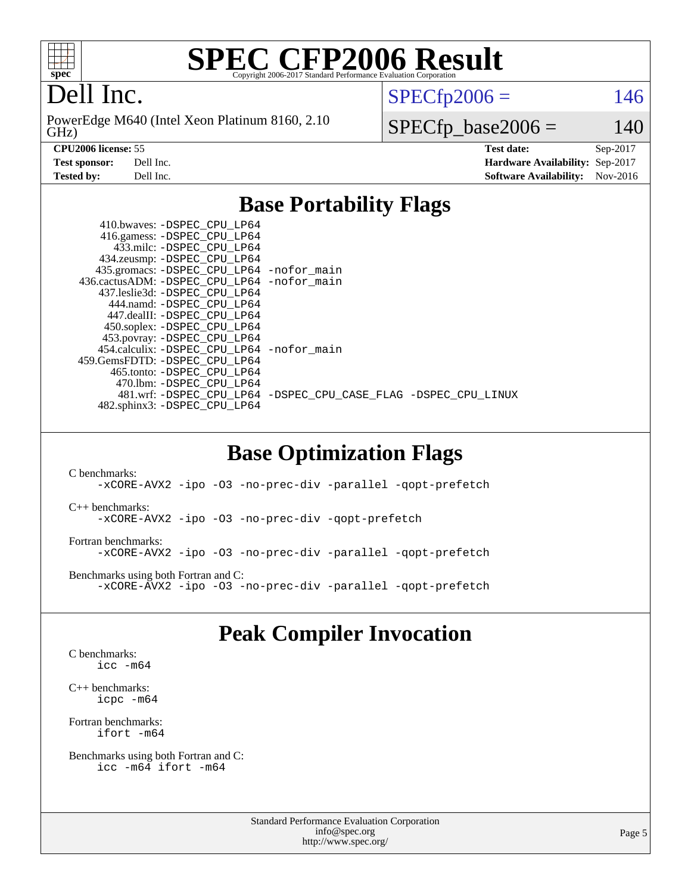# SPEC CFP2006 Result

Copyright 2006-2017 Standard Performance Evaluation Corporation

## Dell Inc.

PowerEdge M640 (Intel Xeon Platinum 8160, 2.10 GHz)

SPECfp2006 = 146

SPECfp_base2006 = 140

| | | | |
|---|---|---|---|
| **CPU2006 license:** 55 | | **Test date:** | Sep-2017 |
| **Test sponsor:** | Dell Inc. | **Hardware Availability:** | Sep-2017 |
| **Tested by:** | Dell Inc. | **Software Availability:** | Nov-2016 |

## Base Portability Flags

410.bwaves: -DSPEC_CPU_LP64
416.gamess: -DSPEC_CPU_LP64
433.milc: -DSPEC_CPU_LP64
434.zeusmp: -DSPEC_CPU_LP64
435.gromacs: -DSPEC_CPU_LP64 -nofor_main
436.cactusADM: -DSPEC_CPU_LP64 -nofor_main
437.leslie3d: -DSPEC_CPU_LP64
444.namd: -DSPEC_CPU_LP64
447.dealII: -DSPEC_CPU_LP64
450.soplex: -DSPEC_CPU_LP64
453.povray: -DSPEC_CPU_LP64
454.calculix: -DSPEC_CPU_LP64 -nofor_main
459.GemsFDTD: -DSPEC_CPU_LP64
465.tonto: -DSPEC_CPU_LP64
470.lbm: -DSPEC_CPU_LP64
481.wrf: -DSPEC_CPU_LP64 -DSPEC_CPU_CASE_FLAG -DSPEC_CPU_LINUX
482.sphinx3: -DSPEC_CPU_LP64

## Base Optimization Flags

C benchmarks:
-xCORE-AVX2 -ipo -O3 -no-prec-div -parallel -qopt-prefetch

C++ benchmarks:
-xCORE-AVX2 -ipo -O3 -no-prec-div -qopt-prefetch

Fortran benchmarks:
-xCORE-AVX2 -ipo -O3 -no-prec-div -parallel -qopt-prefetch

Benchmarks using both Fortran and C:
-xCORE-AVX2 -ipo -O3 -no-prec-div -parallel -qopt-prefetch

## Peak Compiler Invocation

C benchmarks:
icc -m64

C++ benchmarks:
icpc -m64

Fortran benchmarks:
ifort -m64

Benchmarks using both Fortran and C:
icc -m64 ifort -m64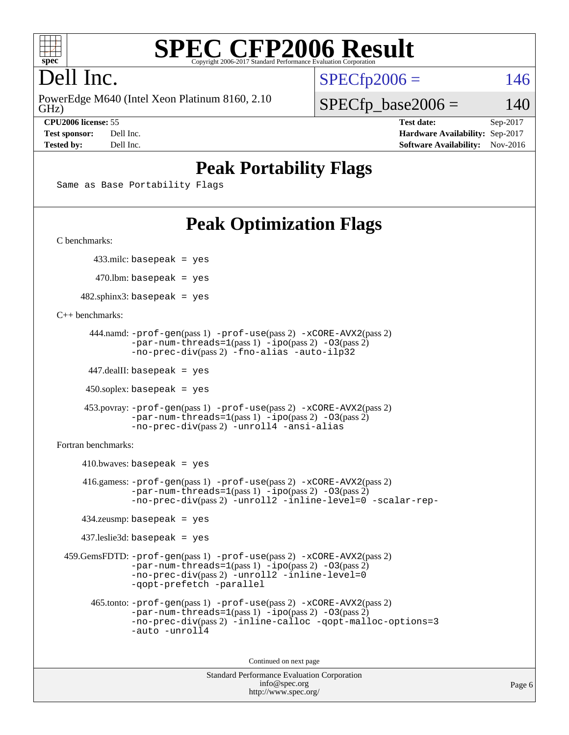# SPEC CFP2006 Result

Copyright 2006-2017 Standard Performance Evaluation Corporation

## Dell Inc.

PowerEdge M640 (Intel Xeon Platinum 8160, 2.10 GHz)

SPECfp2006 = 146

SPECfp_base2006 = 140

| | | | |
|---|---|---|---|
| **CPU2006 license:** | 55 | **Test date:** | Sep-2017 |
| **Test sponsor:** | Dell Inc. | **Hardware Availability:** | Sep-2017 |
| **Tested by:** | Dell Inc. | **Software Availability:** | Nov-2016 |

## Peak Portability Flags

Same as Base Portability Flags

## Peak Optimization Flags

C benchmarks:

433.milc: basepeak = yes

470.lbm: basepeak = yes

482.sphinx3: basepeak = yes

C++ benchmarks:

444.namd: -prof-gen(pass 1) -prof-use(pass 2) -xCORE-AVX2(pass 2) -par-num-threads=1(pass 1) -ipo(pass 2) -O3(pass 2) -no-prec-div(pass 2) -fno-alias -auto-ilp32

447.dealII: basepeak = yes

450.soplex: basepeak = yes

453.povray: -prof-gen(pass 1) -prof-use(pass 2) -xCORE-AVX2(pass 2) -par-num-threads=1(pass 1) -ipo(pass 2) -O3(pass 2) -no-prec-div(pass 2) -unroll4 -ansi-alias

Fortran benchmarks:

410.bwaves: basepeak = yes

416.gamess: -prof-gen(pass 1) -prof-use(pass 2) -xCORE-AVX2(pass 2) -par-num-threads=1(pass 1) -ipo(pass 2) -O3(pass 2) -no-prec-div(pass 2) -unroll2 -inline-level=0 -scalar-rep-

434.zeusmp: basepeak = yes

437.leslie3d: basepeak = yes

459.GemsFDTD: -prof-gen(pass 1) -prof-use(pass 2) -xCORE-AVX2(pass 2) -par-num-threads=1(pass 1) -ipo(pass 2) -O3(pass 2) -no-prec-div(pass 2) -unroll2 -inline-level=0 -qopt-prefetch -parallel

465.tonto: -prof-gen(pass 1) -prof-use(pass 2) -xCORE-AVX2(pass 2) -par-num-threads=1(pass 1) -ipo(pass 2) -O3(pass 2) -no-prec-div(pass 2) -inline-calloc -qopt-malloc-options=3 -auto -unroll4

Continued on next page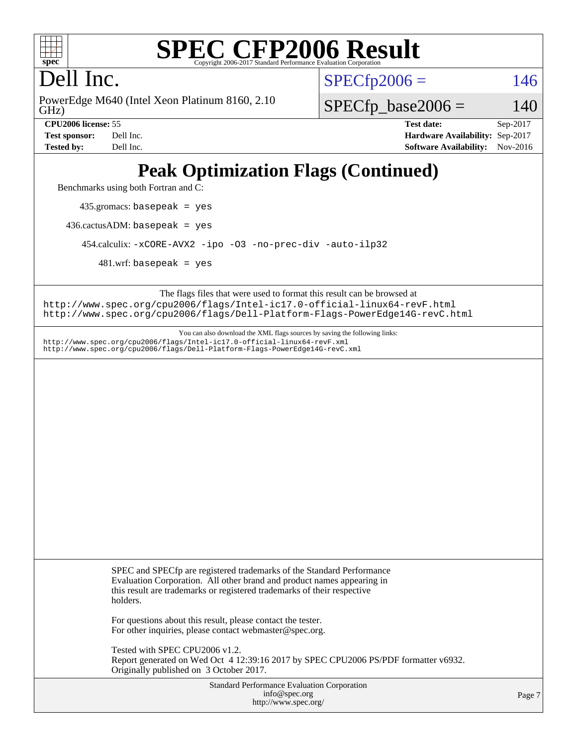# Peak Optimization Flags (Continued)

Benchmarks using both Fortran and C:

435.gromacs: basepeak = yes

436.cactusADM: basepeak = yes

454.calculix: -xCORE-AVX2 -ipo -O3 -no-prec-div -auto-ilp32

481.wrf: basepeak = yes

The flags files that were used to format this result can be browsed at
http://www.spec.org/cpu2006/flags/Intel-ic17.0-official-linux64-revF.html
http://www.spec.org/cpu2006/flags/Dell-Platform-Flags-PowerEdge14G-revC.html

You can also download the XML flags sources by saving the following links:
http://www.spec.org/cpu2006/flags/Intel-ic17.0-official-linux64-revF.xml
http://www.spec.org/cpu2006/flags/Dell-Platform-Flags-PowerEdge14G-revC.xml

SPEC and SPECfp are registered trademarks of the Standard Performance Evaluation Corporation. All other brand and product names appearing in this result are trademarks or registered trademarks of their respective holders.

For questions about this result, please contact the tester.
For other inquiries, please contact webmaster@spec.org.

Tested with SPEC CPU2006 v1.2.
Report generated on Wed Oct 4 12:39:16 2017 by SPEC CPU2006 PS/PDF formatter v6932.
Originally published on 3 October 2017.